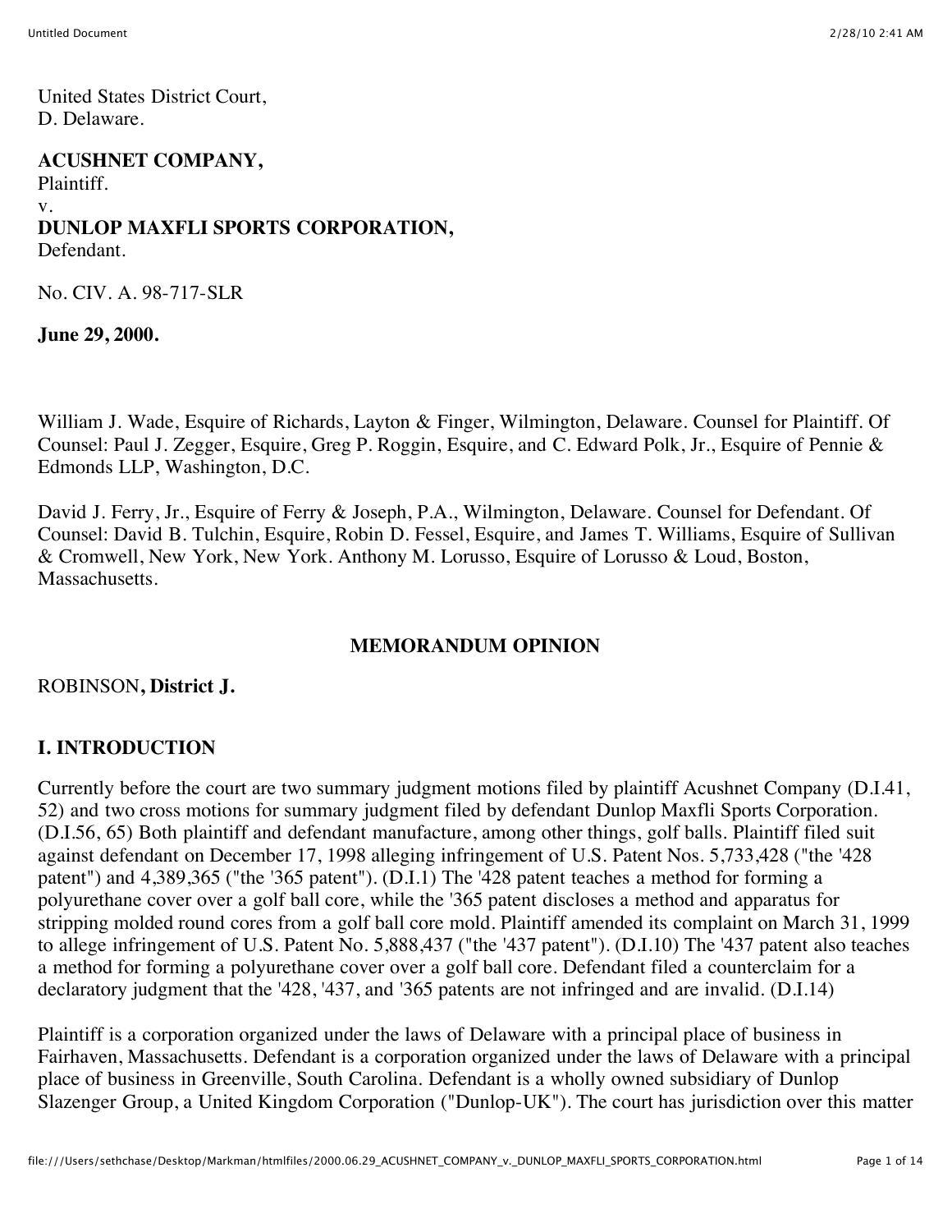United States District Court,
D. Delaware.

**ACUSHNET COMPANY,**
Plaintiff.
v.
**DUNLOP MAXFLI SPORTS CORPORATION,**
Defendant.

No. CIV. A. 98-717-SLR

**June 29, 2000.**

William J. Wade, Esquire of Richards, Layton & Finger, Wilmington, Delaware. Counsel for Plaintiff. Of Counsel: Paul J. Zegger, Esquire, Greg P. Roggin, Esquire, and C. Edward Polk, Jr., Esquire of Pennie & Edmonds LLP, Washington, D.C.

David J. Ferry, Jr., Esquire of Ferry & Joseph, P.A., Wilmington, Delaware. Counsel for Defendant. Of Counsel: David B. Tulchin, Esquire, Robin D. Fessel, Esquire, and James T. Williams, Esquire of Sullivan & Cromwell, New York, New York. Anthony M. Lorusso, Esquire of Lorusso & Loud, Boston, Massachusetts.

## MEMORANDUM OPINION

ROBINSON**, District J.**

## I. INTRODUCTION

Currently before the court are two summary judgment motions filed by plaintiff Acushnet Company (D.I.41, 52) and two cross motions for summary judgment filed by defendant Dunlop Maxfli Sports Corporation. (D.I.56, 65) Both plaintiff and defendant manufacture, among other things, golf balls. Plaintiff filed suit against defendant on December 17, 1998 alleging infringement of U.S. Patent Nos. 5,733,428 ("the '428 patent") and 4,389,365 ("the '365 patent"). (D.I.1) The '428 patent teaches a method for forming a polyurethane cover over a golf ball core, while the '365 patent discloses a method and apparatus for stripping molded round cores from a golf ball core mold. Plaintiff amended its complaint on March 31, 1999 to allege infringement of U.S. Patent No. 5,888,437 ("the '437 patent"). (D.I.10) The '437 patent also teaches a method for forming a polyurethane cover over a golf ball core. Defendant filed a counterclaim for a declaratory judgment that the '428, '437, and '365 patents are not infringed and are invalid. (D.I.14)

Plaintiff is a corporation organized under the laws of Delaware with a principal place of business in Fairhaven, Massachusetts. Defendant is a corporation organized under the laws of Delaware with a principal place of business in Greenville, South Carolina. Defendant is a wholly owned subsidiary of Dunlop Slazenger Group, a United Kingdom Corporation ("Dunlop-UK"). The court has jurisdiction over this matter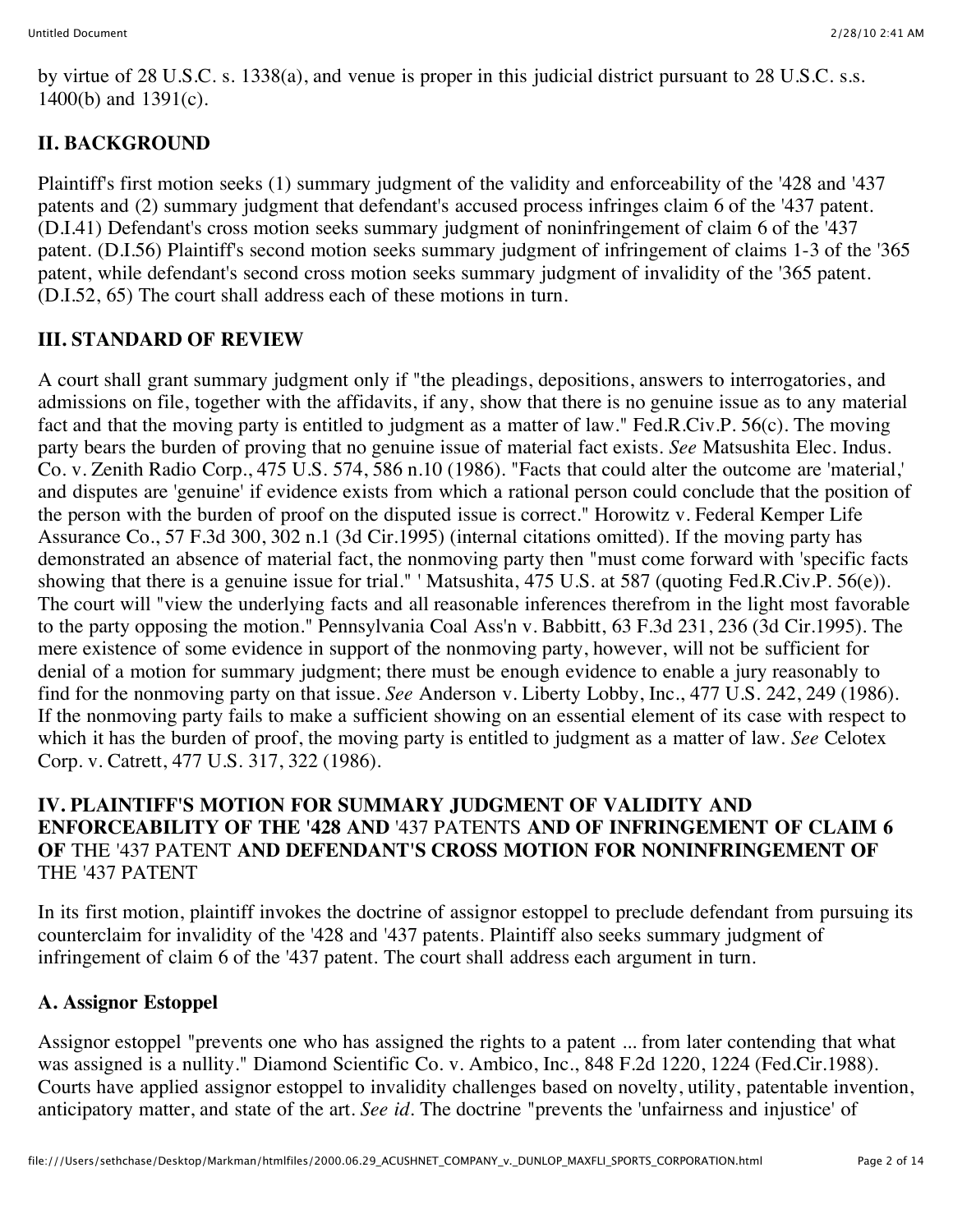by virtue of 28 U.S.C. s. 1338(a), and venue is proper in this judicial district pursuant to 28 U.S.C. s.s. 1400(b) and 1391(c).

## II. BACKGROUND

Plaintiff's first motion seeks (1) summary judgment of the validity and enforceability of the '428 and '437 patents and (2) summary judgment that defendant's accused process infringes claim 6 of the '437 patent. (D.I.41) Defendant's cross motion seeks summary judgment of noninfringement of claim 6 of the '437 patent. (D.I.56) Plaintiff's second motion seeks summary judgment of infringement of claims 1-3 of the '365 patent, while defendant's second cross motion seeks summary judgment of invalidity of the '365 patent. (D.I.52, 65) The court shall address each of these motions in turn.

## III. STANDARD OF REVIEW

A court shall grant summary judgment only if "the pleadings, depositions, answers to interrogatories, and admissions on file, together with the affidavits, if any, show that there is no genuine issue as to any material fact and that the moving party is entitled to judgment as a matter of law." Fed.R.Civ.P. 56(c). The moving party bears the burden of proving that no genuine issue of material fact exists. *See* Matsushita Elec. Indus. Co. v. Zenith Radio Corp., 475 U.S. 574, 586 n.10 (1986). "Facts that could alter the outcome are 'material,' and disputes are 'genuine' if evidence exists from which a rational person could conclude that the position of the person with the burden of proof on the disputed issue is correct." Horowitz v. Federal Kemper Life Assurance Co., 57 F.3d 300, 302 n.1 (3d Cir.1995) (internal citations omitted). If the moving party has demonstrated an absence of material fact, the nonmoving party then "must come forward with 'specific facts showing that there is a genuine issue for trial." ' Matsushita, 475 U.S. at 587 (quoting Fed.R.Civ.P. 56(e)). The court will "view the underlying facts and all reasonable inferences therefrom in the light most favorable to the party opposing the motion." Pennsylvania Coal Ass'n v. Babbitt, 63 F.3d 231, 236 (3d Cir.1995). The mere existence of some evidence in support of the nonmoving party, however, will not be sufficient for denial of a motion for summary judgment; there must be enough evidence to enable a jury reasonably to find for the nonmoving party on that issue. *See* Anderson v. Liberty Lobby, Inc., 477 U.S. 242, 249 (1986). If the nonmoving party fails to make a sufficient showing on an essential element of its case with respect to which it has the burden of proof, the moving party is entitled to judgment as a matter of law. *See* Celotex Corp. v. Catrett, 477 U.S. 317, 322 (1986).

## IV. PLAINTIFF'S MOTION FOR SUMMARY JUDGMENT OF VALIDITY AND ENFORCEABILITY OF THE '428 AND '437 PATENTS AND OF INFRINGEMENT OF CLAIM 6 OF THE '437 PATENT AND DEFENDANT'S CROSS MOTION FOR NONINFRINGEMENT OF THE '437 PATENT

In its first motion, plaintiff invokes the doctrine of assignor estoppel to preclude defendant from pursuing its counterclaim for invalidity of the '428 and '437 patents. Plaintiff also seeks summary judgment of infringement of claim 6 of the '437 patent. The court shall address each argument in turn.

### A. Assignor Estoppel

Assignor estoppel "prevents one who has assigned the rights to a patent ... from later contending that what was assigned is a nullity." Diamond Scientific Co. v. Ambico, Inc., 848 F.2d 1220, 1224 (Fed.Cir.1988). Courts have applied assignor estoppel to invalidity challenges based on novelty, utility, patentable invention, anticipatory matter, and state of the art. *See id*. The doctrine "prevents the 'unfairness and injustice' of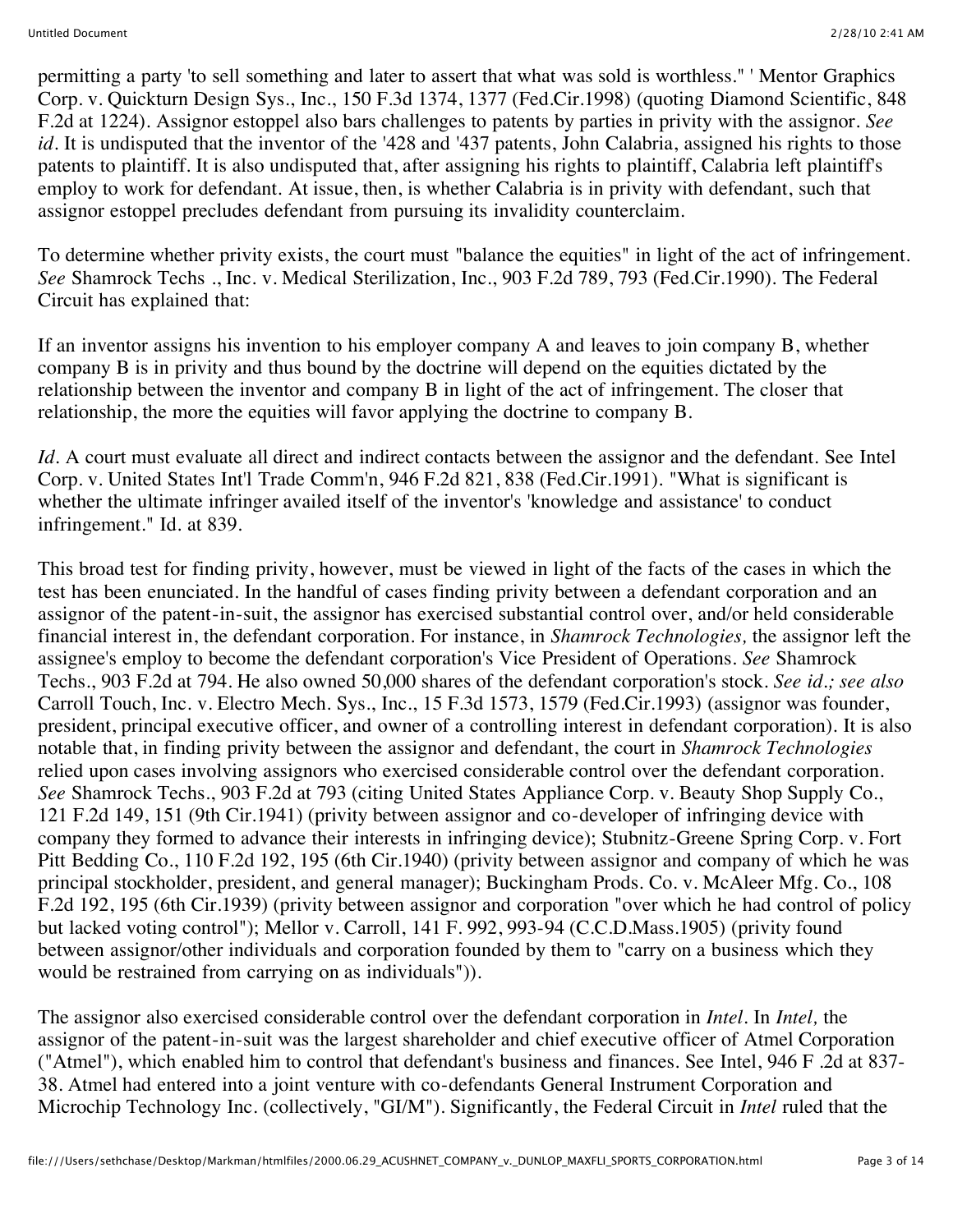permitting a party 'to sell something and later to assert that what was sold is worthless." ' Mentor Graphics Corp. v. Quickturn Design Sys., Inc., 150 F.3d 1374, 1377 (Fed.Cir.1998) (quoting Diamond Scientific, 848 F.2d at 1224). Assignor estoppel also bars challenges to patents by parties in privity with the assignor. *See id*. It is undisputed that the inventor of the '428 and '437 patents, John Calabria, assigned his rights to those patents to plaintiff. It is also undisputed that, after assigning his rights to plaintiff, Calabria left plaintiff's employ to work for defendant. At issue, then, is whether Calabria is in privity with defendant, such that assignor estoppel precludes defendant from pursuing its invalidity counterclaim.

To determine whether privity exists, the court must "balance the equities" in light of the act of infringement. *See* Shamrock Techs ., Inc. v. Medical Sterilization, Inc., 903 F.2d 789, 793 (Fed.Cir.1990). The Federal Circuit has explained that:

If an inventor assigns his invention to his employer company A and leaves to join company B, whether company B is in privity and thus bound by the doctrine will depend on the equities dictated by the relationship between the inventor and company B in light of the act of infringement. The closer that relationship, the more the equities will favor applying the doctrine to company B.

*Id*. A court must evaluate all direct and indirect contacts between the assignor and the defendant. See Intel Corp. v. United States Int'l Trade Comm'n, 946 F.2d 821, 838 (Fed.Cir.1991). "What is significant is whether the ultimate infringer availed itself of the inventor's 'knowledge and assistance' to conduct infringement." Id. at 839.

This broad test for finding privity, however, must be viewed in light of the facts of the cases in which the test has been enunciated. In the handful of cases finding privity between a defendant corporation and an assignor of the patent-in-suit, the assignor has exercised substantial control over, and/or held considerable financial interest in, the defendant corporation. For instance, in *Shamrock Technologies,* the assignor left the assignee's employ to become the defendant corporation's Vice President of Operations. *See* Shamrock Techs., 903 F.2d at 794. He also owned 50,000 shares of the defendant corporation's stock. *See id.; see also* Carroll Touch, Inc. v. Electro Mech. Sys., Inc., 15 F.3d 1573, 1579 (Fed.Cir.1993) (assignor was founder, president, principal executive officer, and owner of a controlling interest in defendant corporation). It is also notable that, in finding privity between the assignor and defendant, the court in *Shamrock Technologies* relied upon cases involving assignors who exercised considerable control over the defendant corporation. *See* Shamrock Techs., 903 F.2d at 793 (citing United States Appliance Corp. v. Beauty Shop Supply Co., 121 F.2d 149, 151 (9th Cir.1941) (privity between assignor and co-developer of infringing device with company they formed to advance their interests in infringing device); Stubnitz-Greene Spring Corp. v. Fort Pitt Bedding Co., 110 F.2d 192, 195 (6th Cir.1940) (privity between assignor and company of which he was principal stockholder, president, and general manager); Buckingham Prods. Co. v. McAleer Mfg. Co., 108 F.2d 192, 195 (6th Cir.1939) (privity between assignor and corporation "over which he had control of policy but lacked voting control"); Mellor v. Carroll, 141 F. 992, 993-94 (C.C.D.Mass.1905) (privity found between assignor/other individuals and corporation founded by them to "carry on a business which they would be restrained from carrying on as individuals")).

The assignor also exercised considerable control over the defendant corporation in *Intel*. In *Intel,* the assignor of the patent-in-suit was the largest shareholder and chief executive officer of Atmel Corporation ("Atmel"), which enabled him to control that defendant's business and finances. See Intel, 946 F .2d at 837-38. Atmel had entered into a joint venture with co-defendants General Instrument Corporation and Microchip Technology Inc. (collectively, "GI/M"). Significantly, the Federal Circuit in *Intel* ruled that the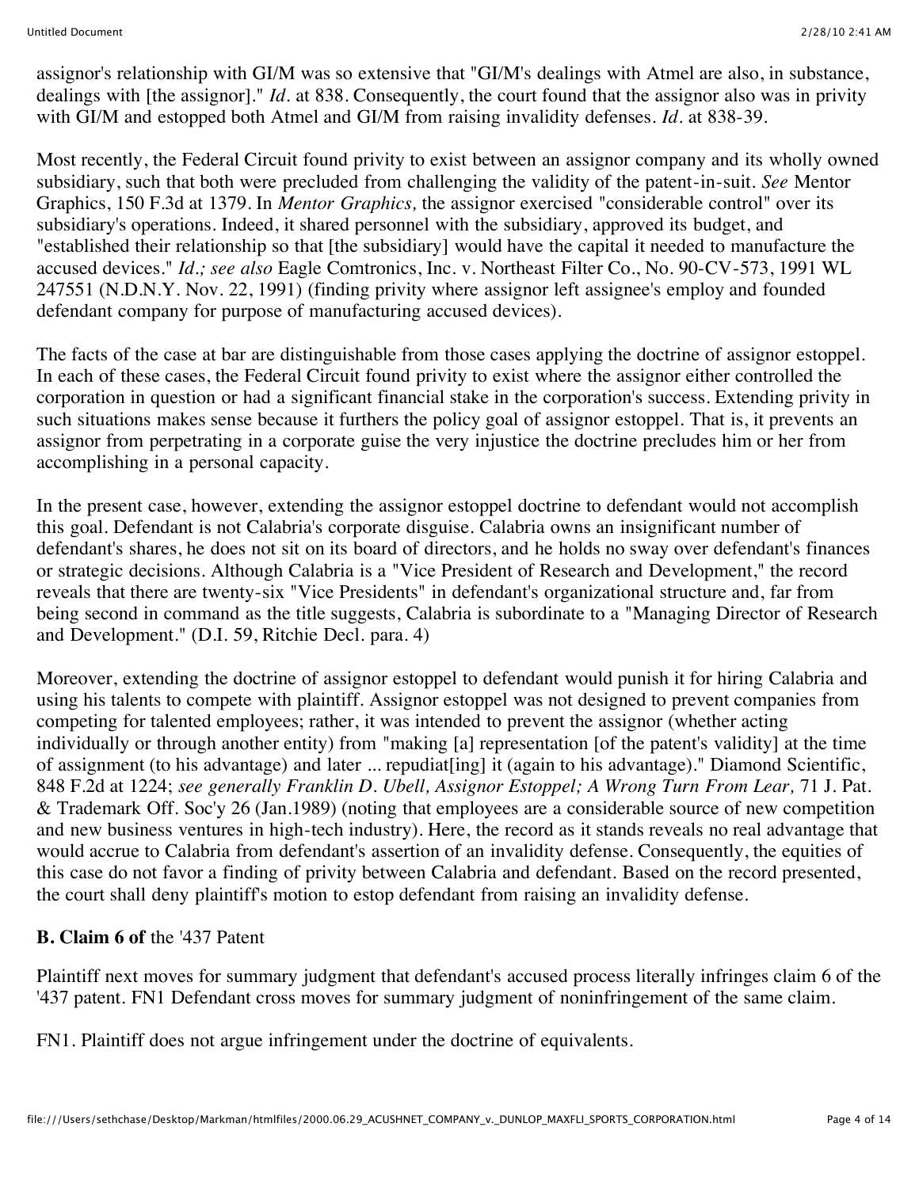assignor's relationship with GI/M was so extensive that "GI/M's dealings with Atmel are also, in substance, dealings with [the assignor]." *Id.* at 838. Consequently, the court found that the assignor also was in privity with GI/M and estopped both Atmel and GI/M from raising invalidity defenses. *Id.* at 838-39.

Most recently, the Federal Circuit found privity to exist between an assignor company and its wholly owned subsidiary, such that both were precluded from challenging the validity of the patent-in-suit. *See* Mentor Graphics, 150 F.3d at 1379. In *Mentor Graphics,* the assignor exercised "considerable control" over its subsidiary's operations. Indeed, it shared personnel with the subsidiary, approved its budget, and "established their relationship so that [the subsidiary] would have the capital it needed to manufacture the accused devices." *Id.; see also* Eagle Comtronics, Inc. v. Northeast Filter Co., No. 90-CV-573, 1991 WL 247551 (N.D.N.Y. Nov. 22, 1991) (finding privity where assignor left assignee's employ and founded defendant company for purpose of manufacturing accused devices).

The facts of the case at bar are distinguishable from those cases applying the doctrine of assignor estoppel. In each of these cases, the Federal Circuit found privity to exist where the assignor either controlled the corporation in question or had a significant financial stake in the corporation's success. Extending privity in such situations makes sense because it furthers the policy goal of assignor estoppel. That is, it prevents an assignor from perpetrating in a corporate guise the very injustice the doctrine precludes him or her from accomplishing in a personal capacity.

In the present case, however, extending the assignor estoppel doctrine to defendant would not accomplish this goal. Defendant is not Calabria's corporate disguise. Calabria owns an insignificant number of defendant's shares, he does not sit on its board of directors, and he holds no sway over defendant's finances or strategic decisions. Although Calabria is a "Vice President of Research and Development," the record reveals that there are twenty-six "Vice Presidents" in defendant's organizational structure and, far from being second in command as the title suggests, Calabria is subordinate to a "Managing Director of Research and Development." (D.I. 59, Ritchie Decl. para. 4)

Moreover, extending the doctrine of assignor estoppel to defendant would punish it for hiring Calabria and using his talents to compete with plaintiff. Assignor estoppel was not designed to prevent companies from competing for talented employees; rather, it was intended to prevent the assignor (whether acting individually or through another entity) from "making [a] representation [of the patent's validity] at the time of assignment (to his advantage) and later ... repudiat[ing] it (again to his advantage)." Diamond Scientific, 848 F.2d at 1224; *see generally Franklin D. Ubell, Assignor Estoppel; A Wrong Turn From Lear,* 71 J. Pat. & Trademark Off. Soc'y 26 (Jan.1989) (noting that employees are a considerable source of new competition and new business ventures in high-tech industry). Here, the record as it stands reveals no real advantage that would accrue to Calabria from defendant's assertion of an invalidity defense. Consequently, the equities of this case do not favor a finding of privity between Calabria and defendant. Based on the record presented, the court shall deny plaintiff's motion to estop defendant from raising an invalidity defense.

**B. Claim 6 of** the '437 Patent

Plaintiff next moves for summary judgment that defendant's accused process literally infringes claim 6 of the '437 patent. FN1 Defendant cross moves for summary judgment of noninfringement of the same claim.

FN1. Plaintiff does not argue infringement under the doctrine of equivalents.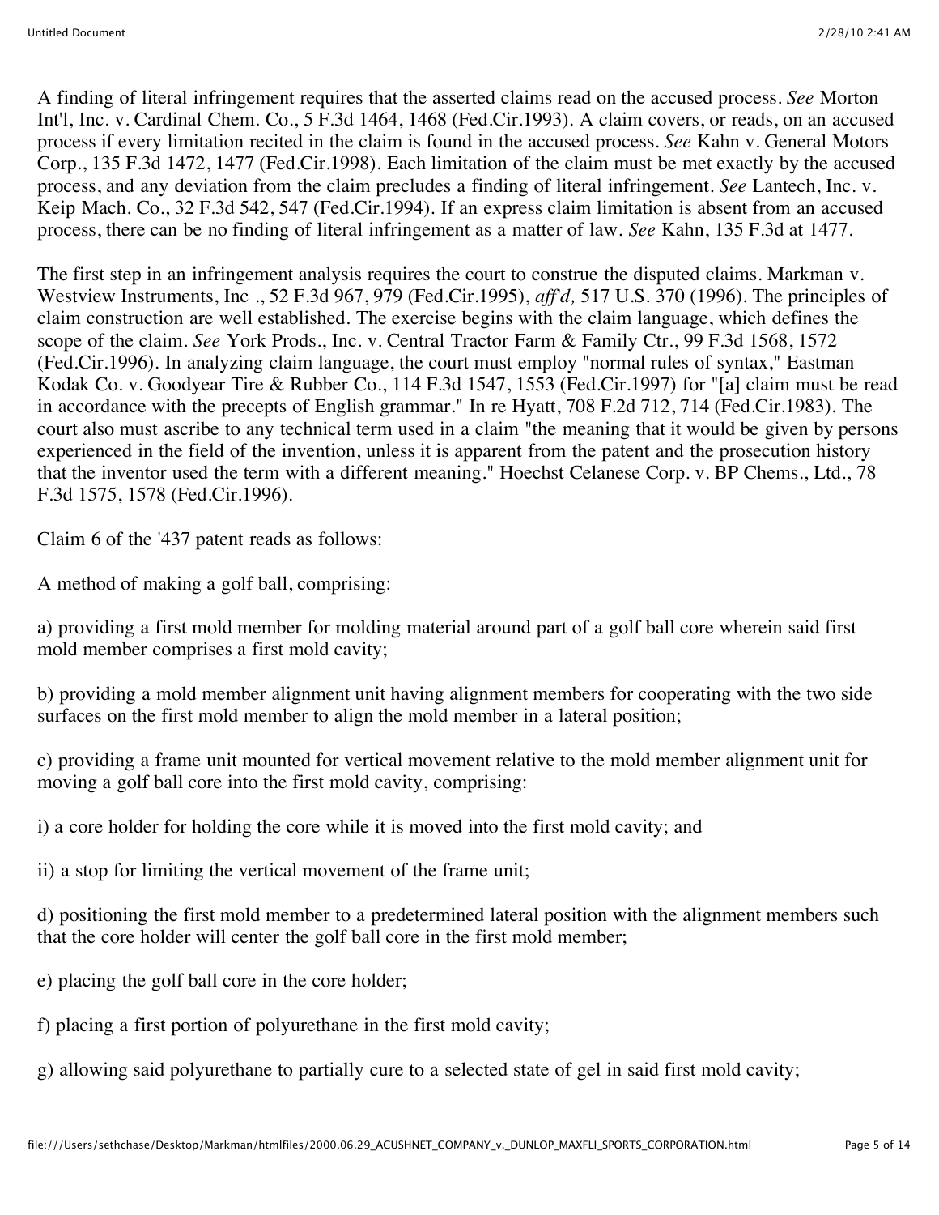A finding of literal infringement requires that the asserted claims read on the accused process. *See* Morton Int'l, Inc. v. Cardinal Chem. Co., 5 F.3d 1464, 1468 (Fed.Cir.1993). A claim covers, or reads, on an accused process if every limitation recited in the claim is found in the accused process. *See* Kahn v. General Motors Corp., 135 F.3d 1472, 1477 (Fed.Cir.1998). Each limitation of the claim must be met exactly by the accused process, and any deviation from the claim precludes a finding of literal infringement. *See* Lantech, Inc. v. Keip Mach. Co., 32 F.3d 542, 547 (Fed.Cir.1994). If an express claim limitation is absent from an accused process, there can be no finding of literal infringement as a matter of law. *See* Kahn, 135 F.3d at 1477.

The first step in an infringement analysis requires the court to construe the disputed claims. Markman v. Westview Instruments, Inc ., 52 F.3d 967, 979 (Fed.Cir.1995), *aff'd,* 517 U.S. 370 (1996). The principles of claim construction are well established. The exercise begins with the claim language, which defines the scope of the claim. *See* York Prods., Inc. v. Central Tractor Farm & Family Ctr., 99 F.3d 1568, 1572 (Fed.Cir.1996). In analyzing claim language, the court must employ "normal rules of syntax," Eastman Kodak Co. v. Goodyear Tire & Rubber Co., 114 F.3d 1547, 1553 (Fed.Cir.1997) for "[a] claim must be read in accordance with the precepts of English grammar." In re Hyatt, 708 F.2d 712, 714 (Fed.Cir.1983). The court also must ascribe to any technical term used in a claim "the meaning that it would be given by persons experienced in the field of the invention, unless it is apparent from the patent and the prosecution history that the inventor used the term with a different meaning." Hoechst Celanese Corp. v. BP Chems., Ltd., 78 F.3d 1575, 1578 (Fed.Cir.1996).

Claim 6 of the '437 patent reads as follows:

A method of making a golf ball, comprising:

a) providing a first mold member for molding material around part of a golf ball core wherein said first mold member comprises a first mold cavity;

b) providing a mold member alignment unit having alignment members for cooperating with the two side surfaces on the first mold member to align the mold member in a lateral position;

c) providing a frame unit mounted for vertical movement relative to the mold member alignment unit for moving a golf ball core into the first mold cavity, comprising:

i) a core holder for holding the core while it is moved into the first mold cavity; and

ii) a stop for limiting the vertical movement of the frame unit;

d) positioning the first mold member to a predetermined lateral position with the alignment members such that the core holder will center the golf ball core in the first mold member;

e) placing the golf ball core in the core holder;

f) placing a first portion of polyurethane in the first mold cavity;

g) allowing said polyurethane to partially cure to a selected state of gel in said first mold cavity;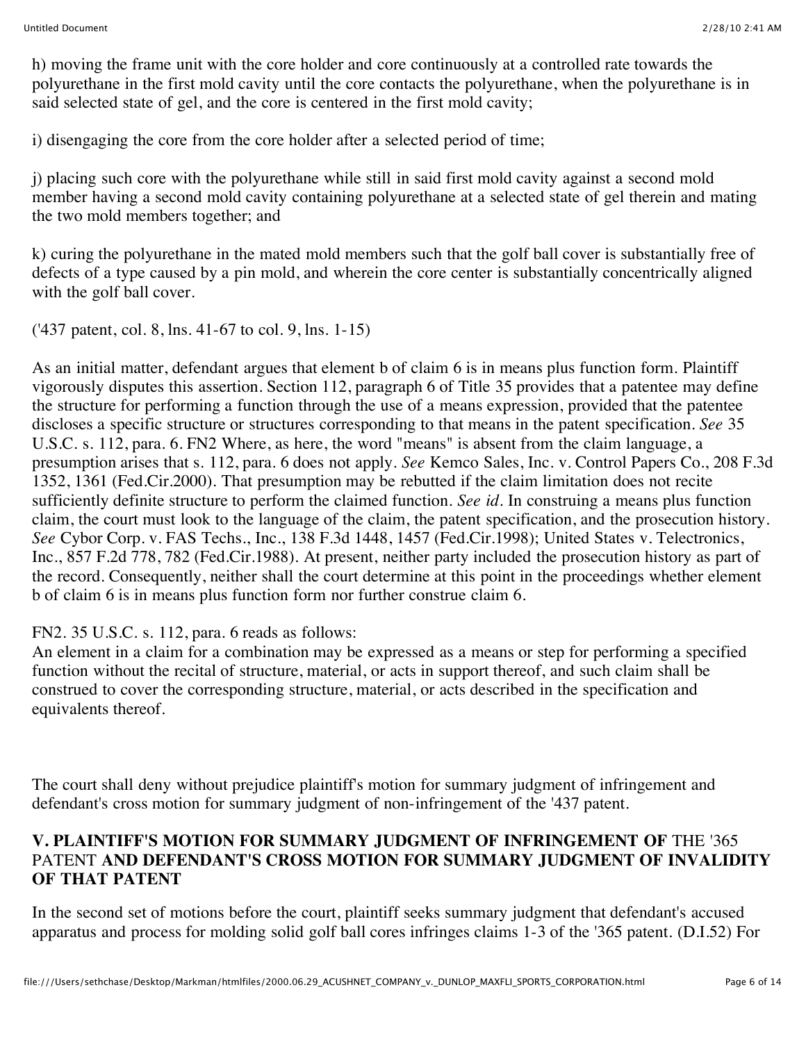h) moving the frame unit with the core holder and core continuously at a controlled rate towards the polyurethane in the first mold cavity until the core contacts the polyurethane, when the polyurethane is in said selected state of gel, and the core is centered in the first mold cavity;

i) disengaging the core from the core holder after a selected period of time;

j) placing such core with the polyurethane while still in said first mold cavity against a second mold member having a second mold cavity containing polyurethane at a selected state of gel therein and mating the two mold members together; and

k) curing the polyurethane in the mated mold members such that the golf ball cover is substantially free of defects of a type caused by a pin mold, and wherein the core center is substantially concentrically aligned with the golf ball cover.

('437 patent, col. 8, lns. 41-67 to col. 9, lns. 1-15)

As an initial matter, defendant argues that element b of claim 6 is in means plus function form. Plaintiff vigorously disputes this assertion. Section 112, paragraph 6 of Title 35 provides that a patentee may define the structure for performing a function through the use of a means expression, provided that the patentee discloses a specific structure or structures corresponding to that means in the patent specification. *See* 35 U.S.C. s. 112, para. 6. FN2 Where, as here, the word "means" is absent from the claim language, a presumption arises that s. 112, para. 6 does not apply. *See* Kemco Sales, Inc. v. Control Papers Co., 208 F.3d 1352, 1361 (Fed.Cir.2000). That presumption may be rebutted if the claim limitation does not recite sufficiently definite structure to perform the claimed function. *See id.* In construing a means plus function claim, the court must look to the language of the claim, the patent specification, and the prosecution history. *See* Cybor Corp. v. FAS Techs., Inc., 138 F.3d 1448, 1457 (Fed.Cir.1998); United States v. Telectronics, Inc., 857 F.2d 778, 782 (Fed.Cir.1988). At present, neither party included the prosecution history as part of the record. Consequently, neither shall the court determine at this point in the proceedings whether element b of claim 6 is in means plus function form nor further construe claim 6.

FN2. 35 U.S.C. s. 112, para. 6 reads as follows:
An element in a claim for a combination may be expressed as a means or step for performing a specified function without the recital of structure, material, or acts in support thereof, and such claim shall be construed to cover the corresponding structure, material, or acts described in the specification and equivalents thereof.

The court shall deny without prejudice plaintiff's motion for summary judgment of infringement and defendant's cross motion for summary judgment of non-infringement of the '437 patent.

## V. PLAINTIFF'S MOTION FOR SUMMARY JUDGMENT OF INFRINGEMENT OF THE '365 PATENT AND DEFENDANT'S CROSS MOTION FOR SUMMARY JUDGMENT OF INVALIDITY OF THAT PATENT

In the second set of motions before the court, plaintiff seeks summary judgment that defendant's accused apparatus and process for molding solid golf ball cores infringes claims 1-3 of the '365 patent. (D.I.52) For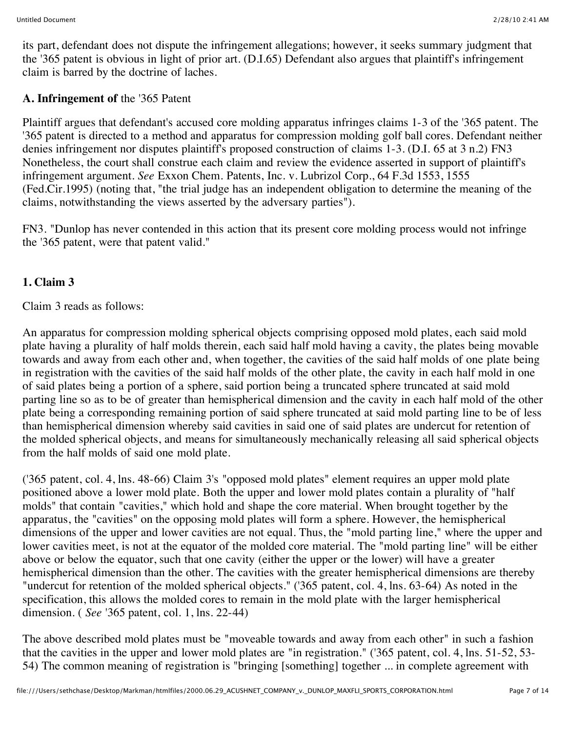its part, defendant does not dispute the infringement allegations; however, it seeks summary judgment that the '365 patent is obvious in light of prior art. (D.I.65) Defendant also argues that plaintiff's infringement claim is barred by the doctrine of laches.

### A. Infringement of the '365 Patent

Plaintiff argues that defendant's accused core molding apparatus infringes claims 1-3 of the '365 patent. The '365 patent is directed to a method and apparatus for compression molding golf ball cores. Defendant neither denies infringement nor disputes plaintiff's proposed construction of claims 1-3. (D.I. 65 at 3 n.2) FN3 Nonetheless, the court shall construe each claim and review the evidence asserted in support of plaintiff's infringement argument. *See* Exxon Chem. Patents, Inc. v. Lubrizol Corp., 64 F.3d 1553, 1555 (Fed.Cir.1995) (noting that, "the trial judge has an independent obligation to determine the meaning of the claims, notwithstanding the views asserted by the adversary parties").

FN3. "Dunlop has never contended in this action that its present core molding process would not infringe the '365 patent, were that patent valid."

#### 1. Claim 3

Claim 3 reads as follows:

An apparatus for compression molding spherical objects comprising opposed mold plates, each said mold plate having a plurality of half molds therein, each said half mold having a cavity, the plates being movable towards and away from each other and, when together, the cavities of the said half molds of one plate being in registration with the cavities of the said half molds of the other plate, the cavity in each half mold in one of said plates being a portion of a sphere, said portion being a truncated sphere truncated at said mold parting line so as to be of greater than hemispherical dimension and the cavity in each half mold of the other plate being a corresponding remaining portion of said sphere truncated at said mold parting line to be of less than hemispherical dimension whereby said cavities in said one of said plates are undercut for retention of the molded spherical objects, and means for simultaneously mechanically releasing all said spherical objects from the half molds of said one mold plate.

('365 patent, col. 4, lns. 48-66) Claim 3's "opposed mold plates" element requires an upper mold plate positioned above a lower mold plate. Both the upper and lower mold plates contain a plurality of "half molds" that contain "cavities," which hold and shape the core material. When brought together by the apparatus, the "cavities" on the opposing mold plates will form a sphere. However, the hemispherical dimensions of the upper and lower cavities are not equal. Thus, the "mold parting line," where the upper and lower cavities meet, is not at the equator of the molded core material. The "mold parting line" will be either above or below the equator, such that one cavity (either the upper or the lower) will have a greater hemispherical dimension than the other. The cavities with the greater hemispherical dimensions are thereby "undercut for retention of the molded spherical objects." ('365 patent, col. 4, lns. 63-64) As noted in the specification, this allows the molded cores to remain in the mold plate with the larger hemispherical dimension. ( *See* '365 patent, col. 1, lns. 22-44)

The above described mold plates must be "moveable towards and away from each other" in such a fashion that the cavities in the upper and lower mold plates are "in registration." ('365 patent, col. 4, lns. 51-52, 53-54) The common meaning of registration is "bringing [something] together ... in complete agreement with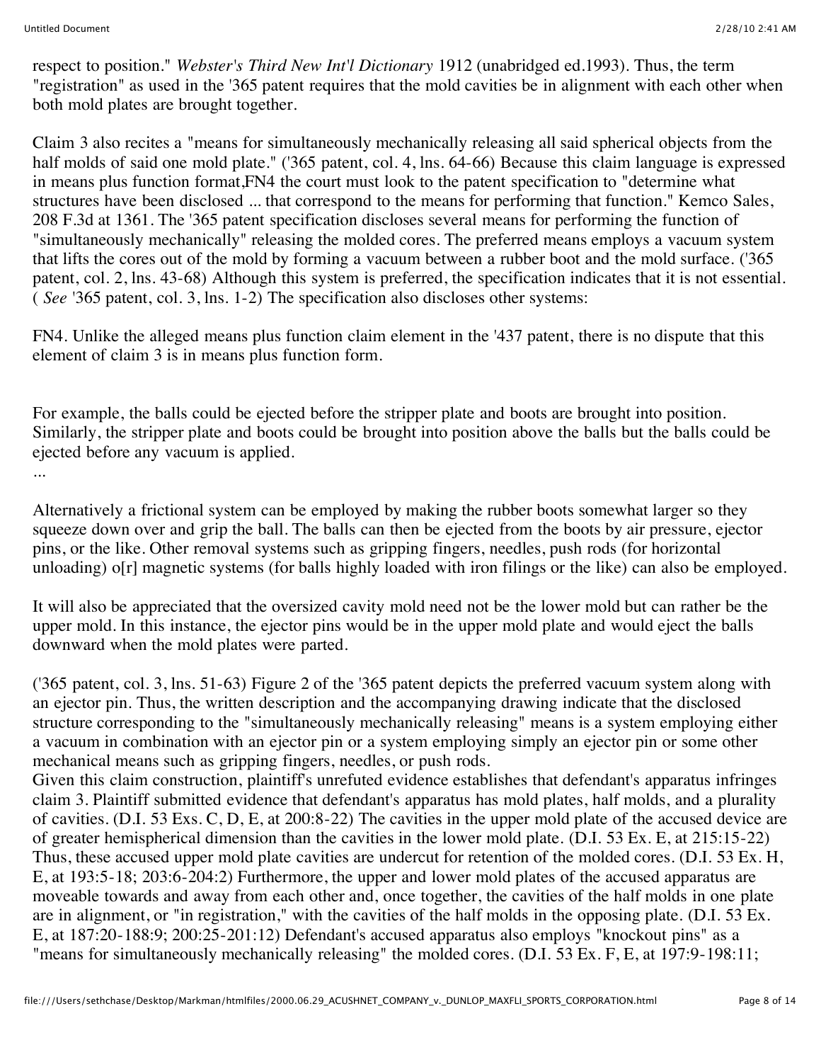respect to position." *Webster's Third New Int'l Dictionary* 1912 (unabridged ed.1993). Thus, the term "registration" as used in the '365 patent requires that the mold cavities be in alignment with each other when both mold plates are brought together.

Claim 3 also recites a "means for simultaneously mechanically releasing all said spherical objects from the half molds of said one mold plate." ('365 patent, col. 4, lns. 64-66) Because this claim language is expressed in means plus function format,FN4 the court must look to the patent specification to "determine what structures have been disclosed ... that correspond to the means for performing that function." Kemco Sales, 208 F.3d at 1361. The '365 patent specification discloses several means for performing the function of "simultaneously mechanically" releasing the molded cores. The preferred means employs a vacuum system that lifts the cores out of the mold by forming a vacuum between a rubber boot and the mold surface. ('365 patent, col. 2, lns. 43-68) Although this system is preferred, the specification indicates that it is not essential. ( *See* '365 patent, col. 3, lns. 1-2) The specification also discloses other systems:

FN4. Unlike the alleged means plus function claim element in the '437 patent, there is no dispute that this element of claim 3 is in means plus function form.

For example, the balls could be ejected before the stripper plate and boots are brought into position. Similarly, the stripper plate and boots could be brought into position above the balls but the balls could be ejected before any vacuum is applied.

...

Alternatively a frictional system can be employed by making the rubber boots somewhat larger so they squeeze down over and grip the ball. The balls can then be ejected from the boots by air pressure, ejector pins, or the like. Other removal systems such as gripping fingers, needles, push rods (for horizontal unloading) o[r] magnetic systems (for balls highly loaded with iron filings or the like) can also be employed.

It will also be appreciated that the oversized cavity mold need not be the lower mold but can rather be the upper mold. In this instance, the ejector pins would be in the upper mold plate and would eject the balls downward when the mold plates were parted.

('365 patent, col. 3, lns. 51-63) Figure 2 of the '365 patent depicts the preferred vacuum system along with an ejector pin. Thus, the written description and the accompanying drawing indicate that the disclosed structure corresponding to the "simultaneously mechanically releasing" means is a system employing either a vacuum in combination with an ejector pin or a system employing simply an ejector pin or some other mechanical means such as gripping fingers, needles, or push rods.

Given this claim construction, plaintiff's unrefuted evidence establishes that defendant's apparatus infringes claim 3. Plaintiff submitted evidence that defendant's apparatus has mold plates, half molds, and a plurality of cavities. (D.I. 53 Exs. C, D, E, at 200:8-22) The cavities in the upper mold plate of the accused device are of greater hemispherical dimension than the cavities in the lower mold plate. (D.I. 53 Ex. E, at 215:15-22) Thus, these accused upper mold plate cavities are undercut for retention of the molded cores. (D.I. 53 Ex. H, E, at 193:5-18; 203:6-204:2) Furthermore, the upper and lower mold plates of the accused apparatus are moveable towards and away from each other and, once together, the cavities of the half molds in one plate are in alignment, or "in registration," with the cavities of the half molds in the opposing plate. (D.I. 53 Ex. E, at 187:20-188:9; 200:25-201:12) Defendant's accused apparatus also employs "knockout pins" as a "means for simultaneously mechanically releasing" the molded cores. (D.I. 53 Ex. F, E, at 197:9-198:11;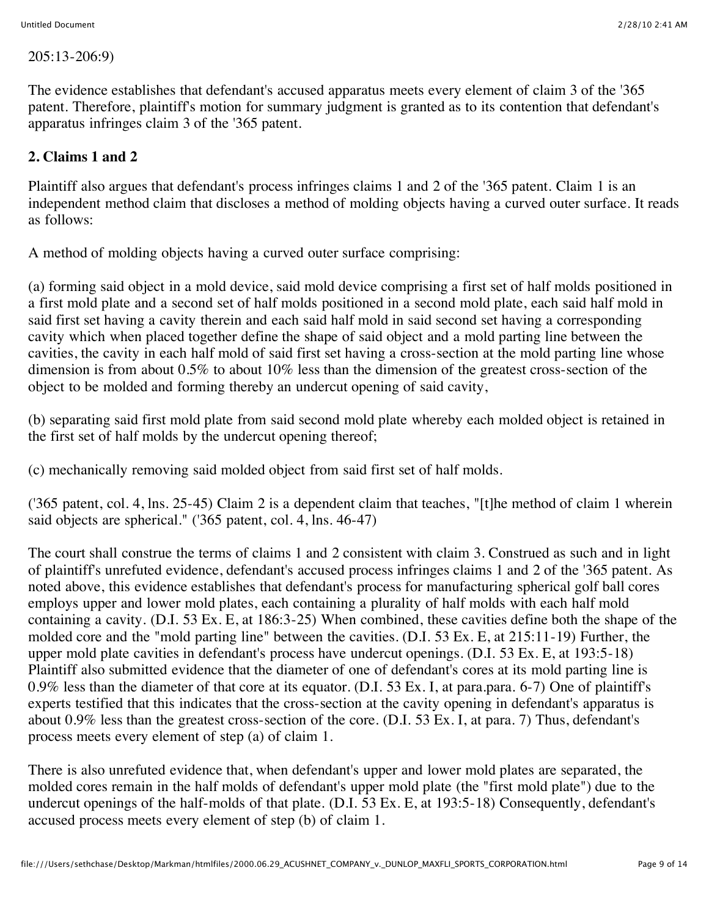205:13-206:9)

The evidence establishes that defendant's accused apparatus meets every element of claim 3 of the '365 patent. Therefore, plaintiff's motion for summary judgment is granted as to its contention that defendant's apparatus infringes claim 3 of the '365 patent.

**2. Claims 1 and 2**

Plaintiff also argues that defendant's process infringes claims 1 and 2 of the '365 patent. Claim 1 is an independent method claim that discloses a method of molding objects having a curved outer surface. It reads as follows:

A method of molding objects having a curved outer surface comprising:

(a) forming said object in a mold device, said mold device comprising a first set of half molds positioned in a first mold plate and a second set of half molds positioned in a second mold plate, each said half mold in said first set having a cavity therein and each said half mold in said second set having a corresponding cavity which when placed together define the shape of said object and a mold parting line between the cavities, the cavity in each half mold of said first set having a cross-section at the mold parting line whose dimension is from about 0.5% to about 10% less than the dimension of the greatest cross-section of the object to be molded and forming thereby an undercut opening of said cavity,

(b) separating said first mold plate from said second mold plate whereby each molded object is retained in the first set of half molds by the undercut opening thereof;

(c) mechanically removing said molded object from said first set of half molds.

('365 patent, col. 4, lns. 25-45) Claim 2 is a dependent claim that teaches, "[t]he method of claim 1 wherein said objects are spherical." ('365 patent, col. 4, lns. 46-47)

The court shall construe the terms of claims 1 and 2 consistent with claim 3. Construed as such and in light of plaintiff's unrefuted evidence, defendant's accused process infringes claims 1 and 2 of the '365 patent. As noted above, this evidence establishes that defendant's process for manufacturing spherical golf ball cores employs upper and lower mold plates, each containing a plurality of half molds with each half mold containing a cavity. (D.I. 53 Ex. E, at 186:3-25) When combined, these cavities define both the shape of the molded core and the "mold parting line" between the cavities. (D.I. 53 Ex. E, at 215:11-19) Further, the upper mold plate cavities in defendant's process have undercut openings. (D.I. 53 Ex. E, at 193:5-18) Plaintiff also submitted evidence that the diameter of one of defendant's cores at its mold parting line is 0.9% less than the diameter of that core at its equator. (D.I. 53 Ex. I, at para.para. 6-7) One of plaintiff's experts testified that this indicates that the cross-section at the cavity opening in defendant's apparatus is about 0.9% less than the greatest cross-section of the core. (D.I. 53 Ex. I, at para. 7) Thus, defendant's process meets every element of step (a) of claim 1.

There is also unrefuted evidence that, when defendant's upper and lower mold plates are separated, the molded cores remain in the half molds of defendant's upper mold plate (the "first mold plate") due to the undercut openings of the half-molds of that plate. (D.I. 53 Ex. E, at 193:5-18) Consequently, defendant's accused process meets every element of step (b) of claim 1.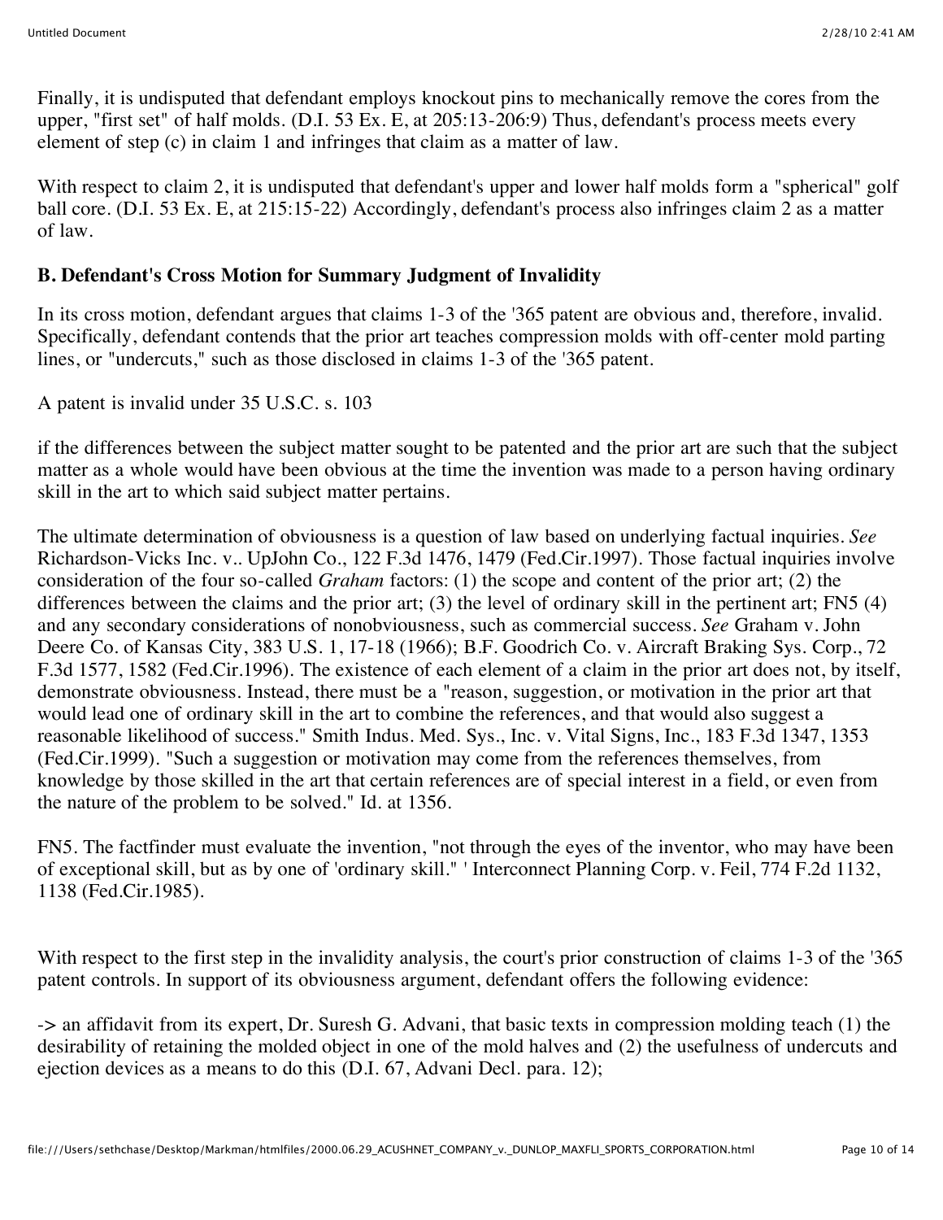Finally, it is undisputed that defendant employs knockout pins to mechanically remove the cores from the upper, "first set" of half molds. (D.I. 53 Ex. E, at 205:13-206:9) Thus, defendant's process meets every element of step (c) in claim 1 and infringes that claim as a matter of law.

With respect to claim 2, it is undisputed that defendant's upper and lower half molds form a "spherical" golf ball core. (D.I. 53 Ex. E, at 215:15-22) Accordingly, defendant's process also infringes claim 2 as a matter of law.

**B. Defendant's Cross Motion for Summary Judgment of Invalidity**

In its cross motion, defendant argues that claims 1-3 of the '365 patent are obvious and, therefore, invalid. Specifically, defendant contends that the prior art teaches compression molds with off-center mold parting lines, or "undercuts," such as those disclosed in claims 1-3 of the '365 patent.

A patent is invalid under 35 U.S.C. s. 103

if the differences between the subject matter sought to be patented and the prior art are such that the subject matter as a whole would have been obvious at the time the invention was made to a person having ordinary skill in the art to which said subject matter pertains.

The ultimate determination of obviousness is a question of law based on underlying factual inquiries. *See* Richardson-Vicks Inc. v.. UpJohn Co., 122 F.3d 1476, 1479 (Fed.Cir.1997). Those factual inquiries involve consideration of the four so-called *Graham* factors: (1) the scope and content of the prior art; (2) the differences between the claims and the prior art; (3) the level of ordinary skill in the pertinent art; FN5 (4) and any secondary considerations of nonobviousness, such as commercial success. *See* Graham v. John Deere Co. of Kansas City, 383 U.S. 1, 17-18 (1966); B.F. Goodrich Co. v. Aircraft Braking Sys. Corp., 72 F.3d 1577, 1582 (Fed.Cir.1996). The existence of each element of a claim in the prior art does not, by itself, demonstrate obviousness. Instead, there must be a "reason, suggestion, or motivation in the prior art that would lead one of ordinary skill in the art to combine the references, and that would also suggest a reasonable likelihood of success." Smith Indus. Med. Sys., Inc. v. Vital Signs, Inc., 183 F.3d 1347, 1353 (Fed.Cir.1999). "Such a suggestion or motivation may come from the references themselves, from knowledge by those skilled in the art that certain references are of special interest in a field, or even from the nature of the problem to be solved." Id. at 1356.

FN5. The factfinder must evaluate the invention, "not through the eyes of the inventor, who may have been of exceptional skill, but as by one of 'ordinary skill.'" ' Interconnect Planning Corp. v. Feil, 774 F.2d 1132, 1138 (Fed.Cir.1985).

With respect to the first step in the invalidity analysis, the court's prior construction of claims 1-3 of the '365 patent controls. In support of its obviousness argument, defendant offers the following evidence:

-> an affidavit from its expert, Dr. Suresh G. Advani, that basic texts in compression molding teach (1) the desirability of retaining the molded object in one of the mold halves and (2) the usefulness of undercuts and ejection devices as a means to do this (D.I. 67, Advani Decl. para. 12);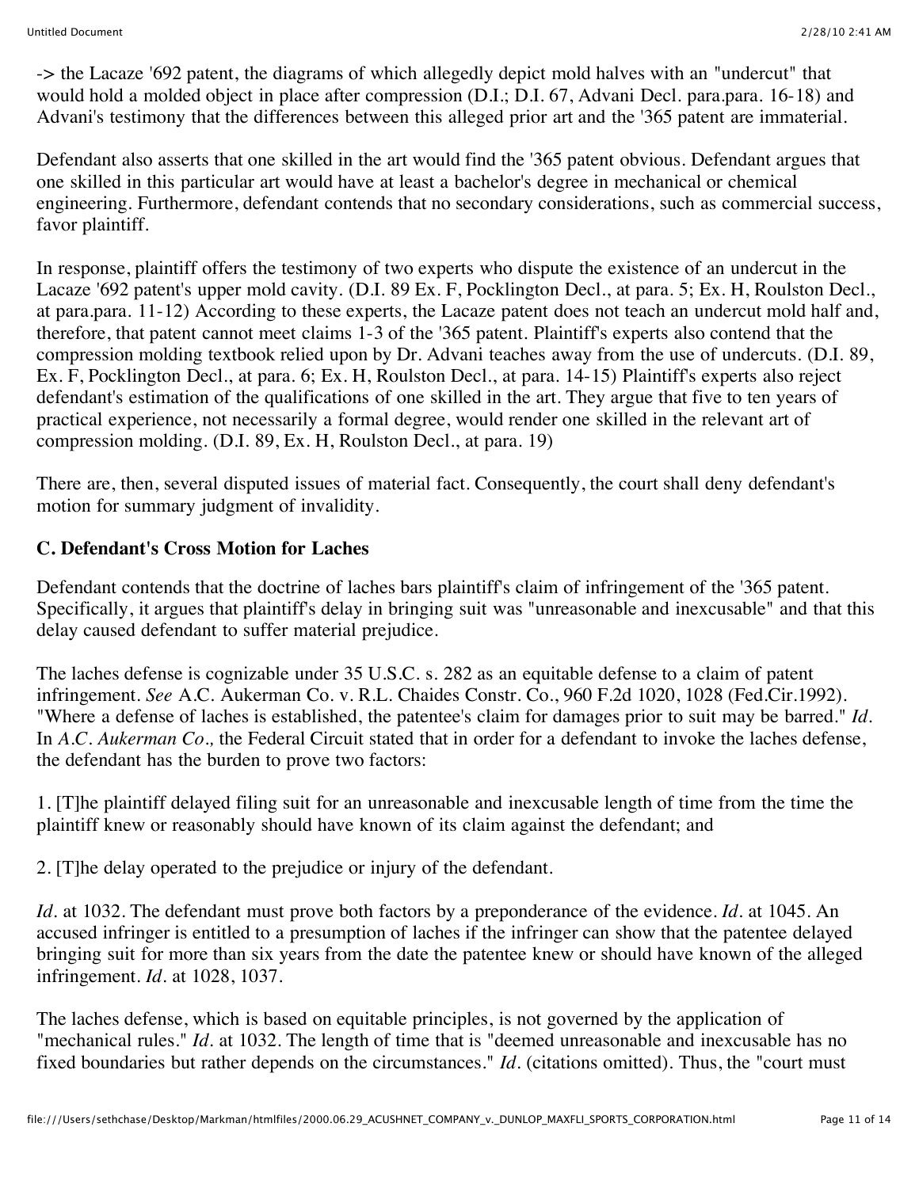-> the Lacaze '692 patent, the diagrams of which allegedly depict mold halves with an "undercut" that would hold a molded object in place after compression (D.I.; D.I. 67, Advani Decl. para.para. 16-18) and Advani's testimony that the differences between this alleged prior art and the '365 patent are immaterial.

Defendant also asserts that one skilled in the art would find the '365 patent obvious. Defendant argues that one skilled in this particular art would have at least a bachelor's degree in mechanical or chemical engineering. Furthermore, defendant contends that no secondary considerations, such as commercial success, favor plaintiff.

In response, plaintiff offers the testimony of two experts who dispute the existence of an undercut in the Lacaze '692 patent's upper mold cavity. (D.I. 89 Ex. F, Pocklington Decl., at para. 5; Ex. H, Roulston Decl., at para.para. 11-12) According to these experts, the Lacaze patent does not teach an undercut mold half and, therefore, that patent cannot meet claims 1-3 of the '365 patent. Plaintiff's experts also contend that the compression molding textbook relied upon by Dr. Advani teaches away from the use of undercuts. (D.I. 89, Ex. F, Pocklington Decl., at para. 6; Ex. H, Roulston Decl., at para. 14-15) Plaintiff's experts also reject defendant's estimation of the qualifications of one skilled in the art. They argue that five to ten years of practical experience, not necessarily a formal degree, would render one skilled in the relevant art of compression molding. (D.I. 89, Ex. H, Roulston Decl., at para. 19)

There are, then, several disputed issues of material fact. Consequently, the court shall deny defendant's motion for summary judgment of invalidity.

**C. Defendant's Cross Motion for Laches**

Defendant contends that the doctrine of laches bars plaintiff's claim of infringement of the '365 patent. Specifically, it argues that plaintiff's delay in bringing suit was "unreasonable and inexcusable" and that this delay caused defendant to suffer material prejudice.

The laches defense is cognizable under 35 U.S.C. s. 282 as an equitable defense to a claim of patent infringement. *See* A.C. Aukerman Co. v. R.L. Chaides Constr. Co., 960 F.2d 1020, 1028 (Fed.Cir.1992). "Where a defense of laches is established, the patentee's claim for damages prior to suit may be barred." *Id.* In *A.C. Aukerman Co.,* the Federal Circuit stated that in order for a defendant to invoke the laches defense, the defendant has the burden to prove two factors:

1. [T]he plaintiff delayed filing suit for an unreasonable and inexcusable length of time from the time the plaintiff knew or reasonably should have known of its claim against the defendant; and

2. [T]he delay operated to the prejudice or injury of the defendant.

*Id.* at 1032. The defendant must prove both factors by a preponderance of the evidence. *Id.* at 1045. An accused infringer is entitled to a presumption of laches if the infringer can show that the patentee delayed bringing suit for more than six years from the date the patentee knew or should have known of the alleged infringement. *Id.* at 1028, 1037.

The laches defense, which is based on equitable principles, is not governed by the application of "mechanical rules." *Id.* at 1032. The length of time that is "deemed unreasonable and inexcusable has no fixed boundaries but rather depends on the circumstances." *Id.* (citations omitted). Thus, the "court must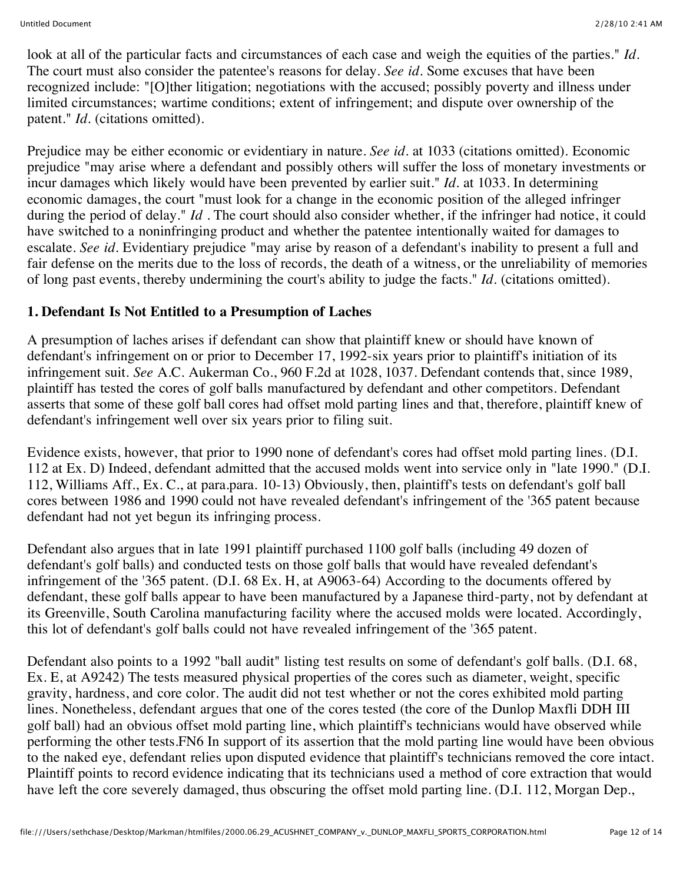look at all of the particular facts and circumstances of each case and weigh the equities of the parties." *Id.* The court must also consider the patentee's reasons for delay. *See id.* Some excuses that have been recognized include: "[O]ther litigation; negotiations with the accused; possibly poverty and illness under limited circumstances; wartime conditions; extent of infringement; and dispute over ownership of the patent." *Id.* (citations omitted).

Prejudice may be either economic or evidentiary in nature. *See id.* at 1033 (citations omitted). Economic prejudice "may arise where a defendant and possibly others will suffer the loss of monetary investments or incur damages which likely would have been prevented by earlier suit." *Id.* at 1033. In determining economic damages, the court "must look for a change in the economic position of the alleged infringer during the period of delay." *Id* . The court should also consider whether, if the infringer had notice, it could have switched to a noninfringing product and whether the patentee intentionally waited for damages to escalate. *See id.* Evidentiary prejudice "may arise by reason of a defendant's inability to present a full and fair defense on the merits due to the loss of records, the death of a witness, or the unreliability of memories of long past events, thereby undermining the court's ability to judge the facts." *Id.* (citations omitted).

**1. Defendant Is Not Entitled to a Presumption of Laches**

A presumption of laches arises if defendant can show that plaintiff knew or should have known of defendant's infringement on or prior to December 17, 1992-six years prior to plaintiff's initiation of its infringement suit. *See* A.C. Aukerman Co., 960 F.2d at 1028, 1037. Defendant contends that, since 1989, plaintiff has tested the cores of golf balls manufactured by defendant and other competitors. Defendant asserts that some of these golf ball cores had offset mold parting lines and that, therefore, plaintiff knew of defendant's infringement well over six years prior to filing suit.

Evidence exists, however, that prior to 1990 none of defendant's cores had offset mold parting lines. (D.I. 112 at Ex. D) Indeed, defendant admitted that the accused molds went into service only in "late 1990." (D.I. 112, Williams Aff., Ex. C., at para.para. 10-13) Obviously, then, plaintiff's tests on defendant's golf ball cores between 1986 and 1990 could not have revealed defendant's infringement of the '365 patent because defendant had not yet begun its infringing process.

Defendant also argues that in late 1991 plaintiff purchased 1100 golf balls (including 49 dozen of defendant's golf balls) and conducted tests on those golf balls that would have revealed defendant's infringement of the '365 patent. (D.I. 68 Ex. H, at A9063-64) According to the documents offered by defendant, these golf balls appear to have been manufactured by a Japanese third-party, not by defendant at its Greenville, South Carolina manufacturing facility where the accused molds were located. Accordingly, this lot of defendant's golf balls could not have revealed infringement of the '365 patent.

Defendant also points to a 1992 "ball audit" listing test results on some of defendant's golf balls. (D.I. 68, Ex. E, at A9242) The tests measured physical properties of the cores such as diameter, weight, specific gravity, hardness, and core color. The audit did not test whether or not the cores exhibited mold parting lines. Nonetheless, defendant argues that one of the cores tested (the core of the Dunlop Maxfli DDH III golf ball) had an obvious offset mold parting line, which plaintiff's technicians would have observed while performing the other tests.FN6 In support of its assertion that the mold parting line would have been obvious to the naked eye, defendant relies upon disputed evidence that plaintiff's technicians removed the core intact. Plaintiff points to record evidence indicating that its technicians used a method of core extraction that would have left the core severely damaged, thus obscuring the offset mold parting line. (D.I. 112, Morgan Dep.,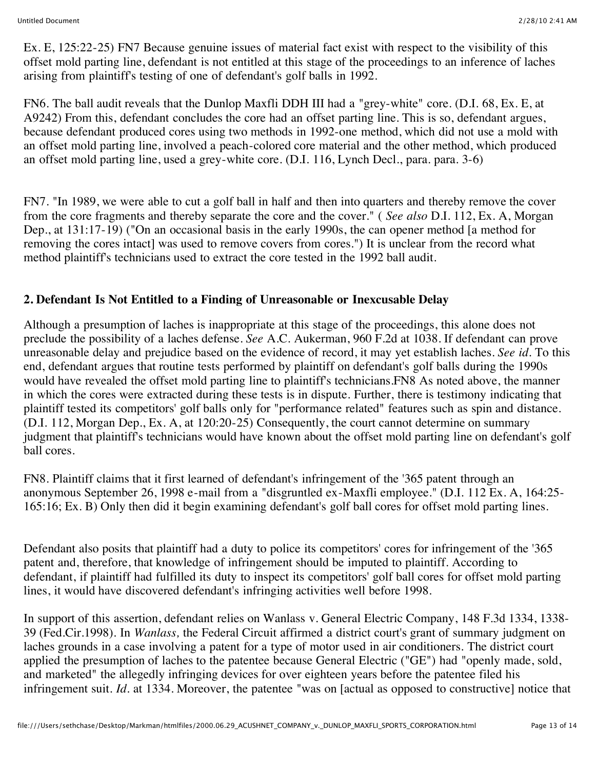Ex. E, 125:22-25) FN7 Because genuine issues of material fact exist with respect to the visibility of this offset mold parting line, defendant is not entitled at this stage of the proceedings to an inference of laches arising from plaintiff's testing of one of defendant's golf balls in 1992.

FN6. The ball audit reveals that the Dunlop Maxfli DDH III had a "grey-white" core. (D.I. 68, Ex. E, at A9242) From this, defendant concludes the core had an offset parting line. This is so, defendant argues, because defendant produced cores using two methods in 1992-one method, which did not use a mold with an offset mold parting line, involved a peach-colored core material and the other method, which produced an offset mold parting line, used a grey-white core. (D.I. 116, Lynch Decl., para. para. 3-6)

FN7. "In 1989, we were able to cut a golf ball in half and then into quarters and thereby remove the cover from the core fragments and thereby separate the core and the cover." ( *See also* D.I. 112, Ex. A, Morgan Dep., at 131:17-19) ("On an occasional basis in the early 1990s, the can opener method [a method for removing the cores intact] was used to remove covers from cores.") It is unclear from the record what method plaintiff's technicians used to extract the core tested in the 1992 ball audit.

**2. Defendant Is Not Entitled to a Finding of Unreasonable or Inexcusable Delay**

Although a presumption of laches is inappropriate at this stage of the proceedings, this alone does not preclude the possibility of a laches defense. *See* A.C. Aukerman, 960 F.2d at 1038. If defendant can prove unreasonable delay and prejudice based on the evidence of record, it may yet establish laches. *See id.* To this end, defendant argues that routine tests performed by plaintiff on defendant's golf balls during the 1990s would have revealed the offset mold parting line to plaintiff's technicians.FN8 As noted above, the manner in which the cores were extracted during these tests is in dispute. Further, there is testimony indicating that plaintiff tested its competitors' golf balls only for "performance related" features such as spin and distance. (D.I. 112, Morgan Dep., Ex. A, at 120:20-25) Consequently, the court cannot determine on summary judgment that plaintiff's technicians would have known about the offset mold parting line on defendant's golf ball cores.

FN8. Plaintiff claims that it first learned of defendant's infringement of the '365 patent through an anonymous September 26, 1998 e-mail from a "disgruntled ex-Maxfli employee." (D.I. 112 Ex. A, 164:25-165:16; Ex. B) Only then did it begin examining defendant's golf ball cores for offset mold parting lines.

Defendant also posits that plaintiff had a duty to police its competitors' cores for infringement of the '365 patent and, therefore, that knowledge of infringement should be imputed to plaintiff. According to defendant, if plaintiff had fulfilled its duty to inspect its competitors' golf ball cores for offset mold parting lines, it would have discovered defendant's infringing activities well before 1998.

In support of this assertion, defendant relies on Wanlass v. General Electric Company, 148 F.3d 1334, 1338-39 (Fed.Cir.1998). In *Wanlass,* the Federal Circuit affirmed a district court's grant of summary judgment on laches grounds in a case involving a patent for a type of motor used in air conditioners. The district court applied the presumption of laches to the patentee because General Electric ("GE") had "openly made, sold, and marketed" the allegedly infringing devices for over eighteen years before the patentee filed his infringement suit. *Id.* at 1334. Moreover, the patentee "was on [actual as opposed to constructive] notice that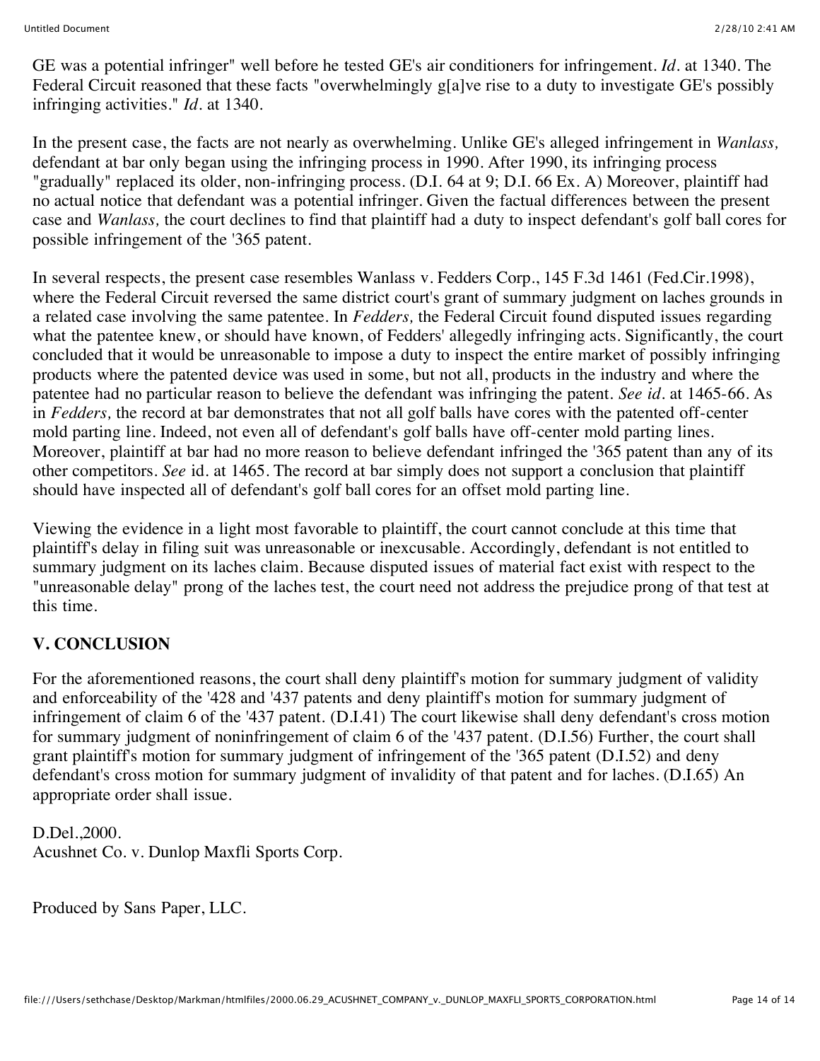GE was a potential infringer" well before he tested GE's air conditioners for infringement. *Id*. at 1340. The Federal Circuit reasoned that these facts "overwhelmingly g[a]ve rise to a duty to investigate GE's possibly infringing activities." *Id*. at 1340.

In the present case, the facts are not nearly as overwhelming. Unlike GE's alleged infringement in *Wanlass,* defendant at bar only began using the infringing process in 1990. After 1990, its infringing process "gradually" replaced its older, non-infringing process. (D.I. 64 at 9; D.I. 66 Ex. A) Moreover, plaintiff had no actual notice that defendant was a potential infringer. Given the factual differences between the present case and *Wanlass,* the court declines to find that plaintiff had a duty to inspect defendant's golf ball cores for possible infringement of the '365 patent.

In several respects, the present case resembles Wanlass v. Fedders Corp., 145 F.3d 1461 (Fed.Cir.1998), where the Federal Circuit reversed the same district court's grant of summary judgment on laches grounds in a related case involving the same patentee. In *Fedders,* the Federal Circuit found disputed issues regarding what the patentee knew, or should have known, of Fedders' allegedly infringing acts. Significantly, the court concluded that it would be unreasonable to impose a duty to inspect the entire market of possibly infringing products where the patented device was used in some, but not all, products in the industry and where the patentee had no particular reason to believe the defendant was infringing the patent. *See id*. at 1465-66. As in *Fedders,* the record at bar demonstrates that not all golf balls have cores with the patented off-center mold parting line. Indeed, not even all of defendant's golf balls have off-center mold parting lines. Moreover, plaintiff at bar had no more reason to believe defendant infringed the '365 patent than any of its other competitors. *See* id. at 1465. The record at bar simply does not support a conclusion that plaintiff should have inspected all of defendant's golf ball cores for an offset mold parting line.

Viewing the evidence in a light most favorable to plaintiff, the court cannot conclude at this time that plaintiff's delay in filing suit was unreasonable or inexcusable. Accordingly, defendant is not entitled to summary judgment on its laches claim. Because disputed issues of material fact exist with respect to the "unreasonable delay" prong of the laches test, the court need not address the prejudice prong of that test at this time.

## V. CONCLUSION

For the aforementioned reasons, the court shall deny plaintiff's motion for summary judgment of validity and enforceability of the '428 and '437 patents and deny plaintiff's motion for summary judgment of infringement of claim 6 of the '437 patent. (D.I.41) The court likewise shall deny defendant's cross motion for summary judgment of noninfringement of claim 6 of the '437 patent. (D.I.56) Further, the court shall grant plaintiff's motion for summary judgment of infringement of the '365 patent (D.I.52) and deny defendant's cross motion for summary judgment of invalidity of that patent and for laches. (D.I.65) An appropriate order shall issue.

D.Del.,2000.
Acushnet Co. v. Dunlop Maxfli Sports Corp.

Produced by Sans Paper, LLC.